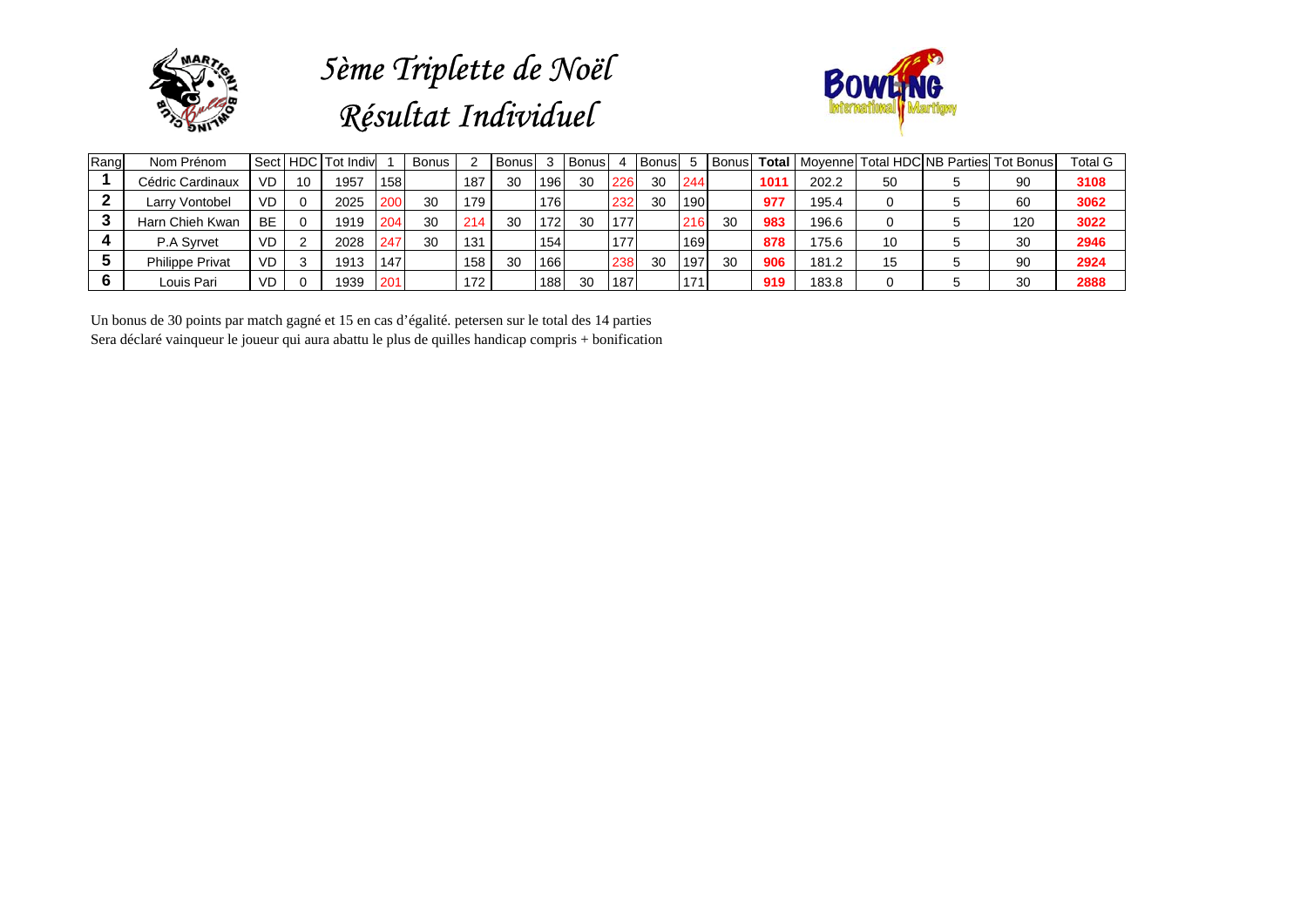# 5ème Triplette de Noël

# Résultat Individuel

| Rang | Nom Prénom | Sect | HDC | Tot Indiv | 1 | Bonus | 2 | Bonus | 3 | Bonus | 4 | Bonus | 5 | Bonus | Total | Moyenne | Total HDC | NB Parties | Tot Bonus | Total G |
|---|---|---|---|---|---|---|---|---|---|---|---|---|---|---|---|---|---|---|---|---|
| 1 | Cédric Cardinaux | VD | 10 | 1957 | 158 | | 187 | 30 | 196 | 30 | 226 | 30 | 244 | | 1011 | 202.2 | 50 | 5 | 90 | 3108 |
| 2 | Larry Vontobel | VD | 0 | 2025 | 200 | 30 | 179 | | 176 | | 232 | 30 | 190 | | 977 | 195.4 | 0 | 5 | 60 | 3062 |
| 3 | Harn Chieh Kwan | BE | 0 | 1919 | 204 | 30 | 214 | 30 | 172 | 30 | 177 | | 216 | 30 | 983 | 196.6 | 0 | 5 | 120 | 3022 |
| 4 | P.A Syrvet | VD | 2 | 2028 | 247 | 30 | 131 | | 154 | | 177 | | 169 | | 878 | 175.6 | 10 | 5 | 30 | 2946 |
| 5 | Philippe Privat | VD | 3 | 1913 | 147 | | 158 | 30 | 166 | | 238 | 30 | 197 | 30 | 906 | 181.2 | 15 | 5 | 90 | 2924 |
| 6 | Louis Pari | VD | 0 | 1939 | 201 | | 172 | | 188 | 30 | 187 | | 171 | | 919 | 183.8 | 0 | 5 | 30 | 2888 |

Un bonus de 30 points par match gagné et 15 en cas d'égalité. petersen sur le total des 14 parties
Sera déclaré vainqueur le joueur qui aura abattu le plus de quilles handicap compris + bonification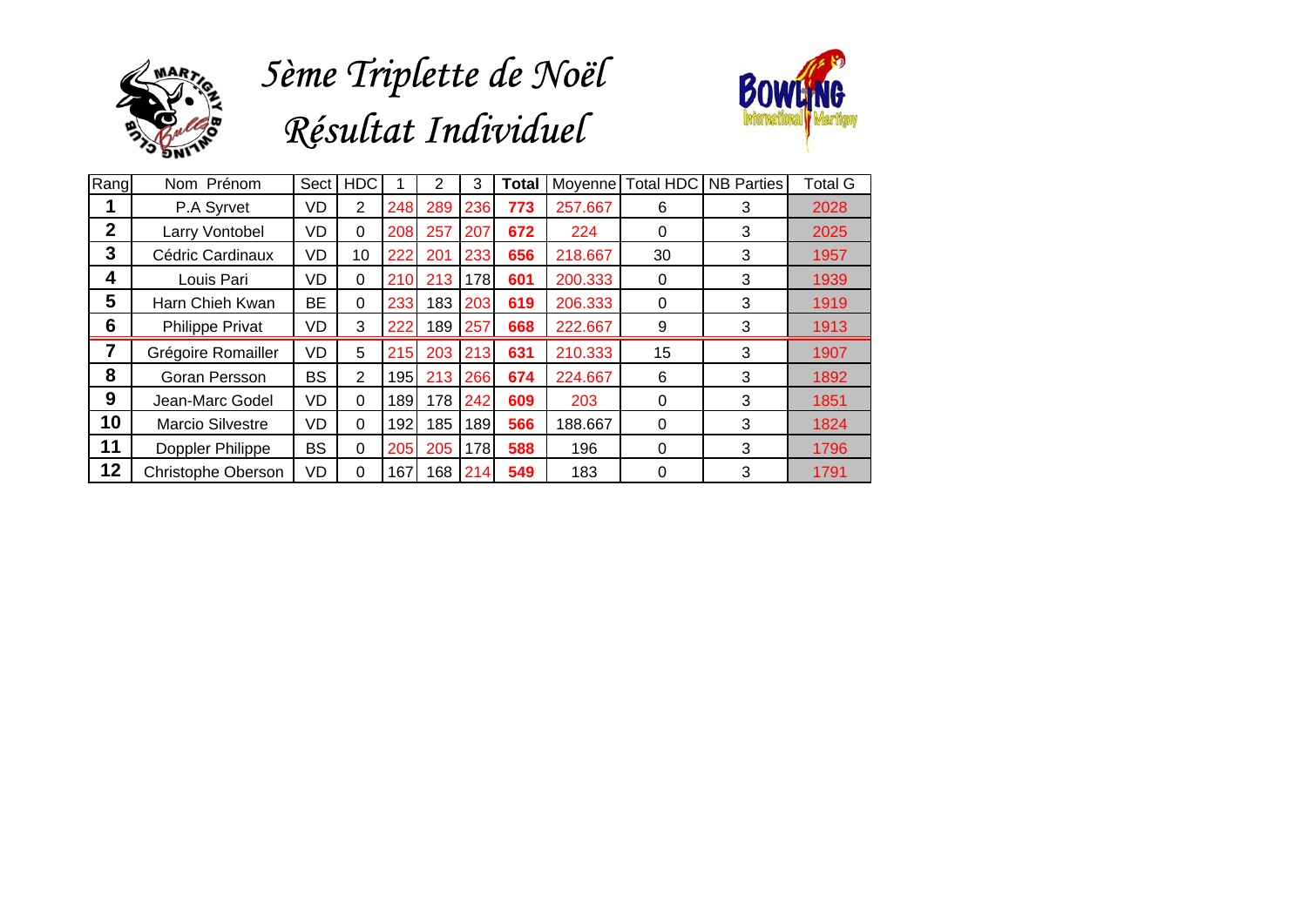# 5ème Triplette de Noël

## Résultat Individuel

| Rang | Nom Prénom | Sect | HDC | 1 | 2 | 3 | Total | Moyenne | Total HDC | NB Parties | Total G |
|---|---|---|---|---|---|---|---|---|---|---|---|
| 1 | P.A Syrvet | VD | 2 | 248 | 289 | 236 | 773 | 257.667 | 6 | 3 | 2028 |
| 2 | Larry Vontobel | VD | 0 | 208 | 257 | 207 | 672 | 224 | 0 | 3 | 2025 |
| 3 | Cédric Cardinaux | VD | 10 | 222 | 201 | 233 | 656 | 218.667 | 30 | 3 | 1957 |
| 4 | Louis Pari | VD | 0 | 210 | 213 | 178 | 601 | 200.333 | 0 | 3 | 1939 |
| 5 | Harn Chieh Kwan | BE | 0 | 233 | 183 | 203 | 619 | 206.333 | 0 | 3 | 1919 |
| 6 | Philippe Privat | VD | 3 | 222 | 189 | 257 | 668 | 222.667 | 9 | 3 | 1913 |
| 7 | Grégoire Romailler | VD | 5 | 215 | 203 | 213 | 631 | 210.333 | 15 | 3 | 1907 |
| 8 | Goran Persson | BS | 2 | 195 | 213 | 266 | 674 | 224.667 | 6 | 3 | 1892 |
| 9 | Jean-Marc Godel | VD | 0 | 189 | 178 | 242 | 609 | 203 | 0 | 3 | 1851 |
| 10 | Marcio Silvestre | VD | 0 | 192 | 185 | 189 | 566 | 188.667 | 0 | 3 | 1824 |
| 11 | Doppler Philippe | BS | 0 | 205 | 205 | 178 | 588 | 196 | 0 | 3 | 1796 |
| 12 | Christophe Oberson | VD | 0 | 167 | 168 | 214 | 549 | 183 | 0 | 3 | 1791 |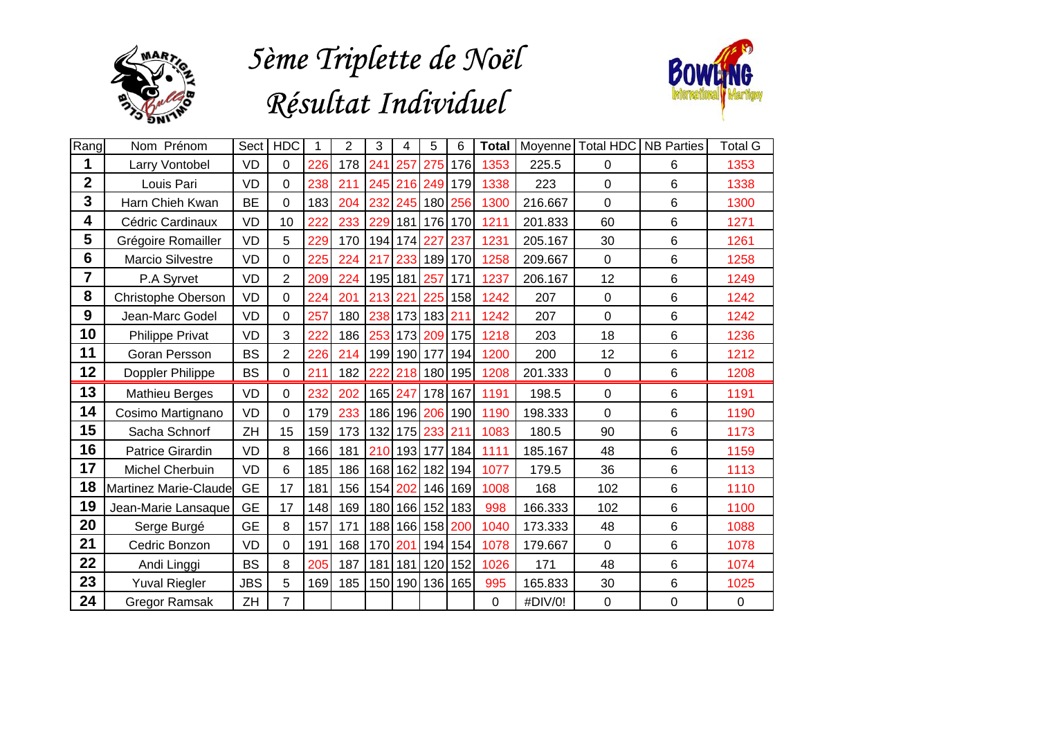# 5ème Triplette de Noël

# Résultat Individuel

| Rang | Nom Prénom | Sect | HDC | 1 | 2 | 3 | 4 | 5 | 6 | Total | Moyenne | Total HDC | NB Parties | Total G |
|---|---|---|---|---|---|---|---|---|---|---|---|---|---|---|
| 1 | Larry Vontobel | VD | 0 | 226 | 178 | 241 | 257 | 275 | 176 | 1353 | 225.5 | 0 | 6 | 1353 |
| 2 | Louis Pari | VD | 0 | 238 | 211 | 245 | 216 | 249 | 179 | 1338 | 223 | 0 | 6 | 1338 |
| 3 | Harn Chieh Kwan | BE | 0 | 183 | 204 | 232 | 245 | 180 | 256 | 1300 | 216.667 | 0 | 6 | 1300 |
| 4 | Cédric Cardinaux | VD | 10 | 222 | 233 | 229 | 181 | 176 | 170 | 1211 | 201.833 | 60 | 6 | 1271 |
| 5 | Grégoire Romailler | VD | 5 | 229 | 170 | 194 | 174 | 227 | 237 | 1231 | 205.167 | 30 | 6 | 1261 |
| 6 | Marcio Silvestre | VD | 0 | 225 | 224 | 217 | 233 | 189 | 170 | 1258 | 209.667 | 0 | 6 | 1258 |
| 7 | P.A Syrvet | VD | 2 | 209 | 224 | 195 | 181 | 257 | 171 | 1237 | 206.167 | 12 | 6 | 1249 |
| 8 | Christophe Oberson | VD | 0 | 224 | 201 | 213 | 221 | 225 | 158 | 1242 | 207 | 0 | 6 | 1242 |
| 9 | Jean-Marc Godel | VD | 0 | 257 | 180 | 238 | 173 | 183 | 211 | 1242 | 207 | 0 | 6 | 1242 |
| 10 | Philippe Privat | VD | 3 | 222 | 186 | 253 | 173 | 209 | 175 | 1218 | 203 | 18 | 6 | 1236 |
| 11 | Goran Persson | BS | 2 | 226 | 214 | 199 | 190 | 177 | 194 | 1200 | 200 | 12 | 6 | 1212 |
| 12 | Doppler Philippe | BS | 0 | 211 | 182 | 222 | 218 | 180 | 195 | 1208 | 201.333 | 0 | 6 | 1208 |
| 13 | Mathieu Berges | VD | 0 | 232 | 202 | 165 | 247 | 178 | 167 | 1191 | 198.5 | 0 | 6 | 1191 |
| 14 | Cosimo Martignano | VD | 0 | 179 | 233 | 186 | 196 | 206 | 190 | 1190 | 198.333 | 0 | 6 | 1190 |
| 15 | Sacha Schnorf | ZH | 15 | 159 | 173 | 132 | 175 | 233 | 211 | 1083 | 180.5 | 90 | 6 | 1173 |
| 16 | Patrice Girardin | VD | 8 | 166 | 181 | 210 | 193 | 177 | 184 | 1111 | 185.167 | 48 | 6 | 1159 |
| 17 | Michel Cherbuin | VD | 6 | 185 | 186 | 168 | 162 | 182 | 194 | 1077 | 179.5 | 36 | 6 | 1113 |
| 18 | Martinez Marie-Claude | GE | 17 | 181 | 156 | 154 | 202 | 146 | 169 | 1008 | 168 | 102 | 6 | 1110 |
| 19 | Jean-Marie Lansaque | GE | 17 | 148 | 169 | 180 | 166 | 152 | 183 | 998 | 166.333 | 102 | 6 | 1100 |
| 20 | Serge Burgé | GE | 8 | 157 | 171 | 188 | 166 | 158 | 200 | 1040 | 173.333 | 48 | 6 | 1088 |
| 21 | Cedric Bonzon | VD | 0 | 191 | 168 | 170 | 201 | 194 | 154 | 1078 | 179.667 | 0 | 6 | 1078 |
| 22 | Andi Linggi | BS | 8 | 205 | 187 | 181 | 181 | 120 | 152 | 1026 | 171 | 48 | 6 | 1074 |
| 23 | Yuval Riegler | JBS | 5 | 169 | 185 | 150 | 190 | 136 | 165 | 995 | 165.833 | 30 | 6 | 1025 |
| 24 | Gregor Ramsak | ZH | 7 | | | | | | | 0 | #DIV/0! | 0 | 0 | 0 |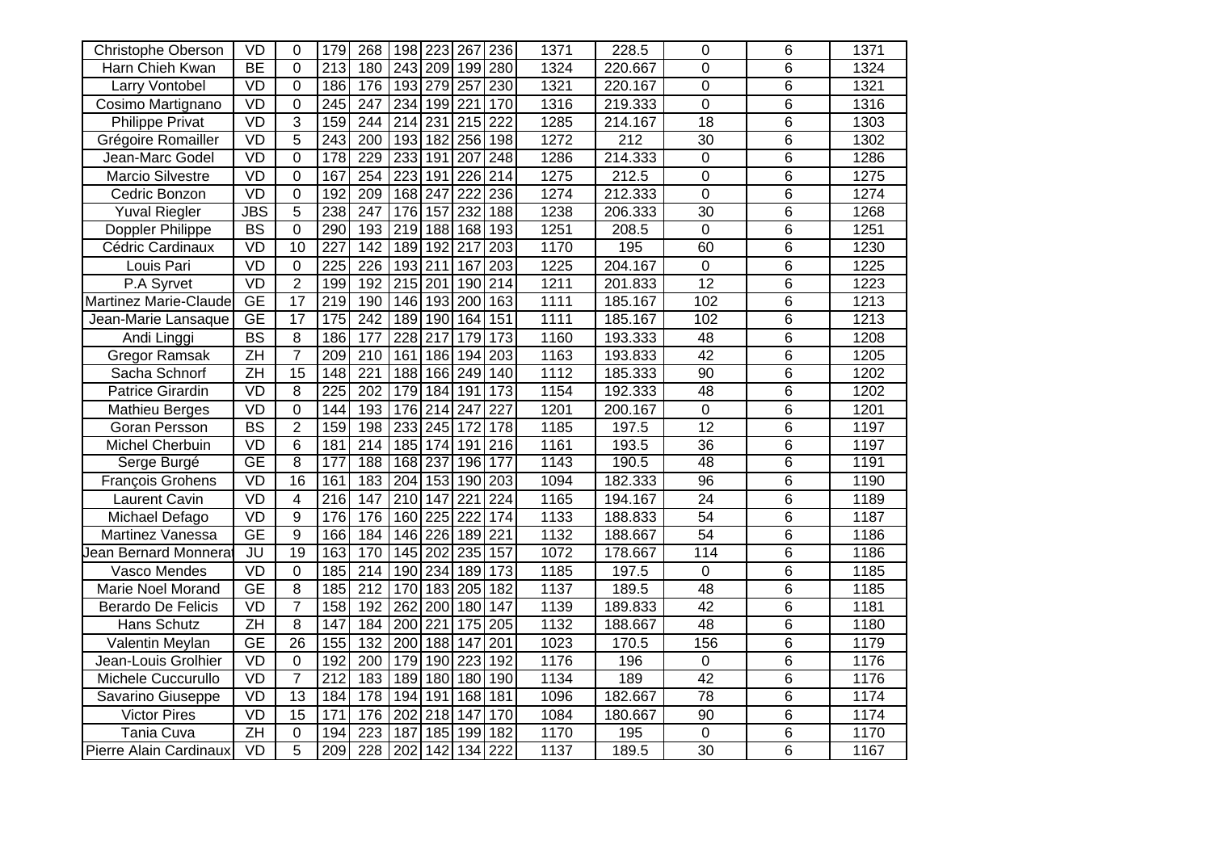| | | | | | | | | | | | | | |
|---|---|---|---|---|---|---|---|---|---|---|---|---|---|
| Christophe Oberson | VD | 0 | 179 | 268 | 198 | 223 | 267 | 236 | 1371 | 228.5 | 0 | 6 | 1371 |
| Harn Chieh Kwan | BE | 0 | 213 | 180 | 243 | 209 | 199 | 280 | 1324 | 220.667 | 0 | 6 | 1324 |
| Larry Vontobel | VD | 0 | 186 | 176 | 193 | 279 | 257 | 230 | 1321 | 220.167 | 0 | 6 | 1321 |
| Cosimo Martignano | VD | 0 | 245 | 247 | 234 | 199 | 221 | 170 | 1316 | 219.333 | 0 | 6 | 1316 |
| Philippe Privat | VD | 3 | 159 | 244 | 214 | 231 | 215 | 222 | 1285 | 214.167 | 18 | 6 | 1303 |
| Grégoire Romailler | VD | 5 | 243 | 200 | 193 | 182 | 256 | 198 | 1272 | 212 | 30 | 6 | 1302 |
| Jean-Marc Godel | VD | 0 | 178 | 229 | 233 | 191 | 207 | 248 | 1286 | 214.333 | 0 | 6 | 1286 |
| Marcio Silvestre | VD | 0 | 167 | 254 | 223 | 191 | 226 | 214 | 1275 | 212.5 | 0 | 6 | 1275 |
| Cedric Bonzon | VD | 0 | 192 | 209 | 168 | 247 | 222 | 236 | 1274 | 212.333 | 0 | 6 | 1274 |
| Yuval Riegler | JBS | 5 | 238 | 247 | 176 | 157 | 232 | 188 | 1238 | 206.333 | 30 | 6 | 1268 |
| Doppler Philippe | BS | 0 | 290 | 193 | 219 | 188 | 168 | 193 | 1251 | 208.5 | 0 | 6 | 1251 |
| Cédric Cardinaux | VD | 10 | 227 | 142 | 189 | 192 | 217 | 203 | 1170 | 195 | 60 | 6 | 1230 |
| Louis Pari | VD | 0 | 225 | 226 | 193 | 211 | 167 | 203 | 1225 | 204.167 | 0 | 6 | 1225 |
| P.A Syrvet | VD | 2 | 199 | 192 | 215 | 201 | 190 | 214 | 1211 | 201.833 | 12 | 6 | 1223 |
| Martinez Marie-Claude | GE | 17 | 219 | 190 | 146 | 193 | 200 | 163 | 1111 | 185.167 | 102 | 6 | 1213 |
| Jean-Marie Lansaque | GE | 17 | 175 | 242 | 189 | 190 | 164 | 151 | 1111 | 185.167 | 102 | 6 | 1213 |
| Andi Linggi | BS | 8 | 186 | 177 | 228 | 217 | 179 | 173 | 1160 | 193.333 | 48 | 6 | 1208 |
| Gregor Ramsak | ZH | 7 | 209 | 210 | 161 | 186 | 194 | 203 | 1163 | 193.833 | 42 | 6 | 1205 |
| Sacha Schnorf | ZH | 15 | 148 | 221 | 188 | 166 | 249 | 140 | 1112 | 185.333 | 90 | 6 | 1202 |
| Patrice Girardin | VD | 8 | 225 | 202 | 179 | 184 | 191 | 173 | 1154 | 192.333 | 48 | 6 | 1202 |
| Mathieu Berges | VD | 0 | 144 | 193 | 176 | 214 | 247 | 227 | 1201 | 200.167 | 0 | 6 | 1201 |
| Goran Persson | BS | 2 | 159 | 198 | 233 | 245 | 172 | 178 | 1185 | 197.5 | 12 | 6 | 1197 |
| Michel Cherbuin | VD | 6 | 181 | 214 | 185 | 174 | 191 | 216 | 1161 | 193.5 | 36 | 6 | 1197 |
| Serge Burgé | GE | 8 | 177 | 188 | 168 | 237 | 196 | 177 | 1143 | 190.5 | 48 | 6 | 1191 |
| François Grohens | VD | 16 | 161 | 183 | 204 | 153 | 190 | 203 | 1094 | 182.333 | 96 | 6 | 1190 |
| Laurent Cavin | VD | 4 | 216 | 147 | 210 | 147 | 221 | 224 | 1165 | 194.167 | 24 | 6 | 1189 |
| Michael Defago | VD | 9 | 176 | 176 | 160 | 225 | 222 | 174 | 1133 | 188.833 | 54 | 6 | 1187 |
| Martinez Vanessa | GE | 9 | 166 | 184 | 146 | 226 | 189 | 221 | 1132 | 188.667 | 54 | 6 | 1186 |
| Jean Bernard Monnera | JU | 19 | 163 | 170 | 145 | 202 | 235 | 157 | 1072 | 178.667 | 114 | 6 | 1186 |
| Vasco Mendes | VD | 0 | 185 | 214 | 190 | 234 | 189 | 173 | 1185 | 197.5 | 0 | 6 | 1185 |
| Marie Noel Morand | GE | 8 | 185 | 212 | 170 | 183 | 205 | 182 | 1137 | 189.5 | 48 | 6 | 1185 |
| Berardo De Felicis | VD | 7 | 158 | 192 | 262 | 200 | 180 | 147 | 1139 | 189.833 | 42 | 6 | 1181 |
| Hans Schutz | ZH | 8 | 147 | 184 | 200 | 221 | 175 | 205 | 1132 | 188.667 | 48 | 6 | 1180 |
| Valentin Meylan | GE | 26 | 155 | 132 | 200 | 188 | 147 | 201 | 1023 | 170.5 | 156 | 6 | 1179 |
| Jean-Louis Grolhier | VD | 0 | 192 | 200 | 179 | 190 | 223 | 192 | 1176 | 196 | 0 | 6 | 1176 |
| Michele Cuccurullo | VD | 7 | 212 | 183 | 189 | 180 | 180 | 190 | 1134 | 189 | 42 | 6 | 1176 |
| Savarino Giuseppe | VD | 13 | 184 | 178 | 194 | 191 | 168 | 181 | 1096 | 182.667 | 78 | 6 | 1174 |
| Victor Pires | VD | 15 | 171 | 176 | 202 | 218 | 147 | 170 | 1084 | 180.667 | 90 | 6 | 1174 |
| Tania Cuva | ZH | 0 | 194 | 223 | 187 | 185 | 199 | 182 | 1170 | 195 | 0 | 6 | 1170 |
| Pierre Alain Cardinaux | VD | 5 | 209 | 228 | 202 | 142 | 134 | 222 | 1137 | 189.5 | 30 | 6 | 1167 |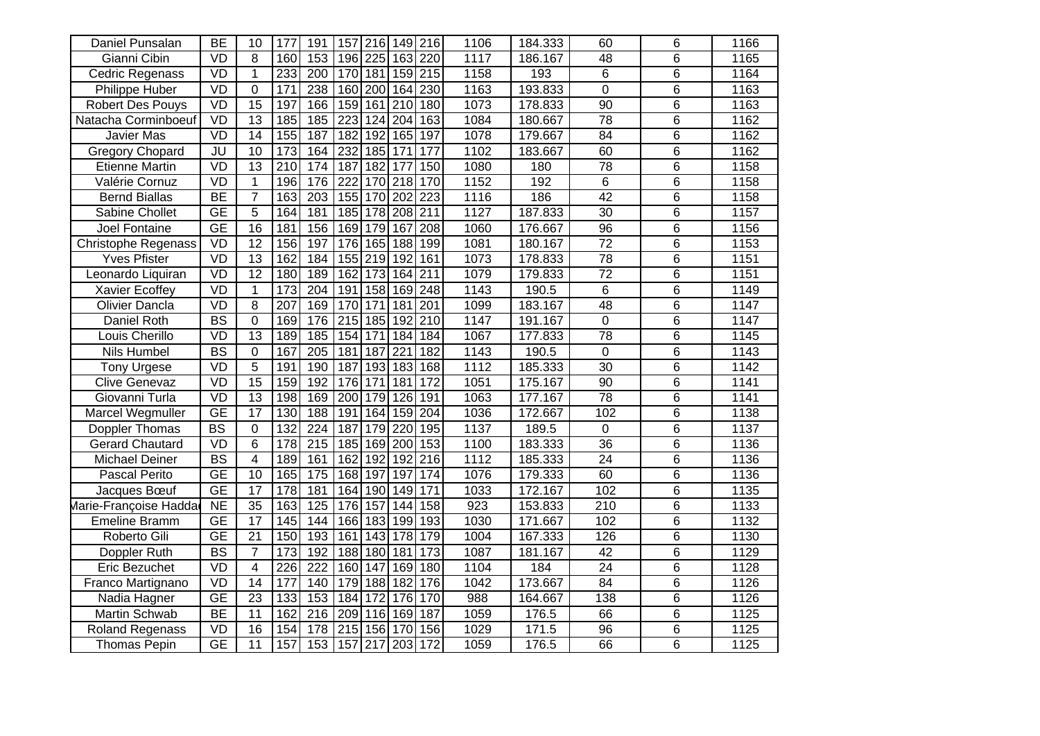| | | | | | | | | | | | | | |
|---|---|---|---|---|---|---|---|---|---|---|---|---|---|
| Daniel Punsalan | BE | 10 | 177 | 191 | 157 | 216 | 149 | 216 | 1106 | 184.333 | 60 | 6 | 1166 |
| Gianni Cibin | VD | 8 | 160 | 153 | 196 | 225 | 163 | 220 | 1117 | 186.167 | 48 | 6 | 1165 |
| Cedric Regenass | VD | 1 | 233 | 200 | 170 | 181 | 159 | 215 | 1158 | 193 | 6 | 6 | 1164 |
| Philippe Huber | VD | 0 | 171 | 238 | 160 | 200 | 164 | 230 | 1163 | 193.833 | 0 | 6 | 1163 |
| Robert Des Pouys | VD | 15 | 197 | 166 | 159 | 161 | 210 | 180 | 1073 | 178.833 | 90 | 6 | 1163 |
| Natacha Corminboeuf | VD | 13 | 185 | 185 | 223 | 124 | 204 | 163 | 1084 | 180.667 | 78 | 6 | 1162 |
| Javier Mas | VD | 14 | 155 | 187 | 182 | 192 | 165 | 197 | 1078 | 179.667 | 84 | 6 | 1162 |
| Gregory Chopard | JU | 10 | 173 | 164 | 232 | 185 | 171 | 177 | 1102 | 183.667 | 60 | 6 | 1162 |
| Etienne Martin | VD | 13 | 210 | 174 | 187 | 182 | 177 | 150 | 1080 | 180 | 78 | 6 | 1158 |
| Valérie Cornuz | VD | 1 | 196 | 176 | 222 | 170 | 218 | 170 | 1152 | 192 | 6 | 6 | 1158 |
| Bernd Biallas | BE | 7 | 163 | 203 | 155 | 170 | 202 | 223 | 1116 | 186 | 42 | 6 | 1158 |
| Sabine Chollet | GE | 5 | 164 | 181 | 185 | 178 | 208 | 211 | 1127 | 187.833 | 30 | 6 | 1157 |
| Joel Fontaine | GE | 16 | 181 | 156 | 169 | 179 | 167 | 208 | 1060 | 176.667 | 96 | 6 | 1156 |
| Christophe Regenass | VD | 12 | 156 | 197 | 176 | 165 | 188 | 199 | 1081 | 180.167 | 72 | 6 | 1153 |
| Yves Pfister | VD | 13 | 162 | 184 | 155 | 219 | 192 | 161 | 1073 | 178.833 | 78 | 6 | 1151 |
| Leonardo Liquiran | VD | 12 | 180 | 189 | 162 | 173 | 164 | 211 | 1079 | 179.833 | 72 | 6 | 1151 |
| Xavier Ecoffey | VD | 1 | 173 | 204 | 191 | 158 | 169 | 248 | 1143 | 190.5 | 6 | 6 | 1149 |
| Olivier Dancla | VD | 8 | 207 | 169 | 170 | 171 | 181 | 201 | 1099 | 183.167 | 48 | 6 | 1147 |
| Daniel Roth | BS | 0 | 169 | 176 | 215 | 185 | 192 | 210 | 1147 | 191.167 | 0 | 6 | 1147 |
| Louis Cherillo | VD | 13 | 189 | 185 | 154 | 171 | 184 | 184 | 1067 | 177.833 | 78 | 6 | 1145 |
| Nils Humbel | BS | 0 | 167 | 205 | 181 | 187 | 221 | 182 | 1143 | 190.5 | 0 | 6 | 1143 |
| Tony Urgese | VD | 5 | 191 | 190 | 187 | 193 | 183 | 168 | 1112 | 185.333 | 30 | 6 | 1142 |
| Clive Genevaz | VD | 15 | 159 | 192 | 176 | 171 | 181 | 172 | 1051 | 175.167 | 90 | 6 | 1141 |
| Giovanni Turla | VD | 13 | 198 | 169 | 200 | 179 | 126 | 191 | 1063 | 177.167 | 78 | 6 | 1141 |
| Marcel Wegmuller | GE | 17 | 130 | 188 | 191 | 164 | 159 | 204 | 1036 | 172.667 | 102 | 6 | 1138 |
| Doppler Thomas | BS | 0 | 132 | 224 | 187 | 179 | 220 | 195 | 1137 | 189.5 | 0 | 6 | 1137 |
| Gerard Chautard | VD | 6 | 178 | 215 | 185 | 169 | 200 | 153 | 1100 | 183.333 | 36 | 6 | 1136 |
| Michael Deiner | BS | 4 | 189 | 161 | 162 | 192 | 192 | 216 | 1112 | 185.333 | 24 | 6 | 1136 |
| Pascal Perito | GE | 10 | 165 | 175 | 168 | 197 | 197 | 174 | 1076 | 179.333 | 60 | 6 | 1136 |
| Jacques Bœuf | GE | 17 | 178 | 181 | 164 | 190 | 149 | 171 | 1033 | 172.167 | 102 | 6 | 1135 |
| Marie-Françoise Hadda | NE | 35 | 163 | 125 | 176 | 157 | 144 | 158 | 923 | 153.833 | 210 | 6 | 1133 |
| Emeline Bramm | GE | 17 | 145 | 144 | 166 | 183 | 199 | 193 | 1030 | 171.667 | 102 | 6 | 1132 |
| Roberto Gili | GE | 21 | 150 | 193 | 161 | 143 | 178 | 179 | 1004 | 167.333 | 126 | 6 | 1130 |
| Doppler Ruth | BS | 7 | 173 | 192 | 188 | 180 | 181 | 173 | 1087 | 181.167 | 42 | 6 | 1129 |
| Eric Bezuchet | VD | 4 | 226 | 222 | 160 | 147 | 169 | 180 | 1104 | 184 | 24 | 6 | 1128 |
| Franco Martignano | VD | 14 | 177 | 140 | 179 | 188 | 182 | 176 | 1042 | 173.667 | 84 | 6 | 1126 |
| Nadia Hagner | GE | 23 | 133 | 153 | 184 | 172 | 176 | 170 | 988 | 164.667 | 138 | 6 | 1126 |
| Martin Schwab | BE | 11 | 162 | 216 | 209 | 116 | 169 | 187 | 1059 | 176.5 | 66 | 6 | 1125 |
| Roland Regenass | VD | 16 | 154 | 178 | 215 | 156 | 170 | 156 | 1029 | 171.5 | 96 | 6 | 1125 |
| Thomas Pepin | GE | 11 | 157 | 153 | 157 | 217 | 203 | 172 | 1059 | 176.5 | 66 | 6 | 1125 |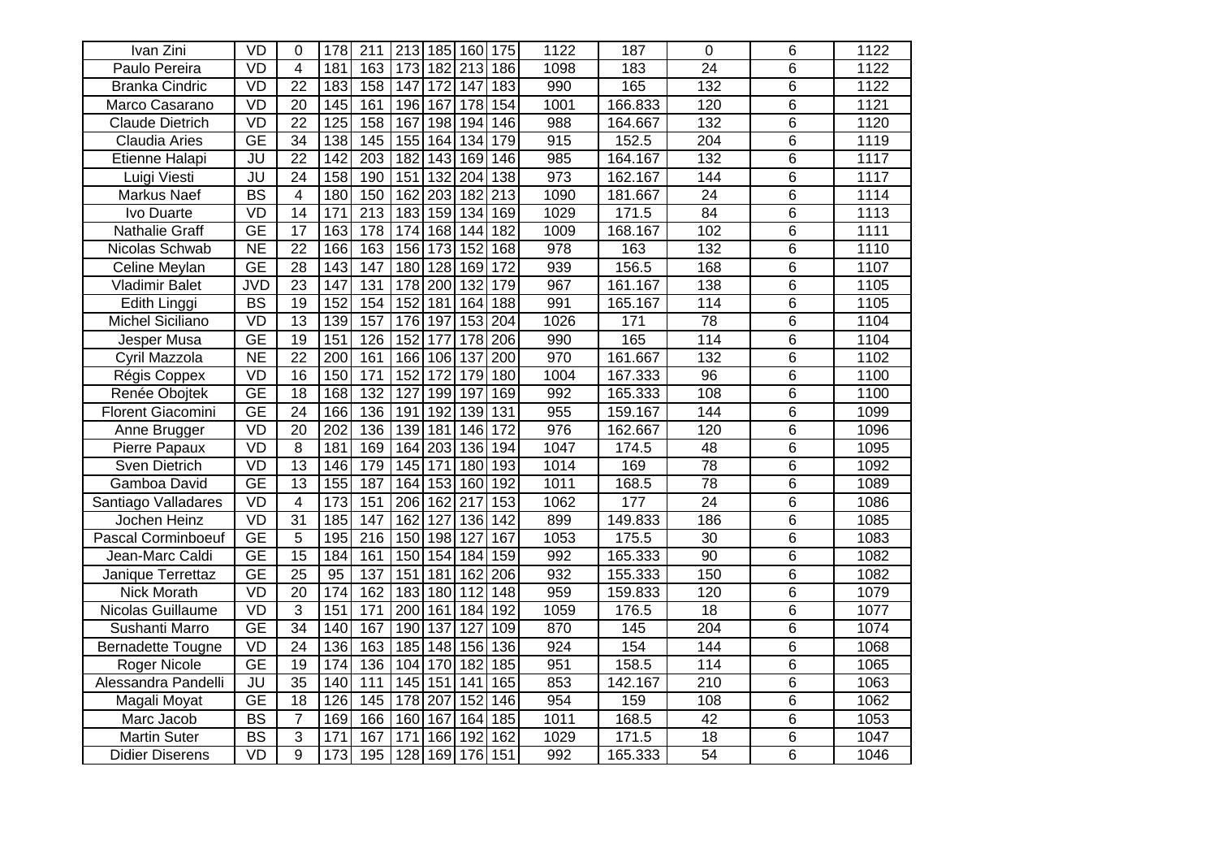| Ivan Zini | VD | 0 | 178 | 211 | 213 | 185 | 160 | 175 | 1122 | 187 | 0 | 6 | 1122 |
|---|---|---|---|---|---|---|---|---|---|---|---|---|---|
| Paulo Pereira | VD | 4 | 181 | 163 | 173 | 182 | 213 | 186 | 1098 | 183 | 24 | 6 | 1122 |
| Branka Cindric | VD | 22 | 183 | 158 | 147 | 172 | 147 | 183 | 990 | 165 | 132 | 6 | 1122 |
| Marco Casarano | VD | 20 | 145 | 161 | 196 | 167 | 178 | 154 | 1001 | 166.833 | 120 | 6 | 1121 |
| Claude Dietrich | VD | 22 | 125 | 158 | 167 | 198 | 194 | 146 | 988 | 164.667 | 132 | 6 | 1120 |
| Claudia Aries | GE | 34 | 138 | 145 | 155 | 164 | 134 | 179 | 915 | 152.5 | 204 | 6 | 1119 |
| Etienne Halapi | JU | 22 | 142 | 203 | 182 | 143 | 169 | 146 | 985 | 164.167 | 132 | 6 | 1117 |
| Luigi Viesti | JU | 24 | 158 | 190 | 151 | 132 | 204 | 138 | 973 | 162.167 | 144 | 6 | 1117 |
| Markus Naef | BS | 4 | 180 | 150 | 162 | 203 | 182 | 213 | 1090 | 181.667 | 24 | 6 | 1114 |
| Ivo Duarte | VD | 14 | 171 | 213 | 183 | 159 | 134 | 169 | 1029 | 171.5 | 84 | 6 | 1113 |
| Nathalie Graff | GE | 17 | 163 | 178 | 174 | 168 | 144 | 182 | 1009 | 168.167 | 102 | 6 | 1111 |
| Nicolas Schwab | NE | 22 | 166 | 163 | 156 | 173 | 152 | 168 | 978 | 163 | 132 | 6 | 1110 |
| Celine Meylan | GE | 28 | 143 | 147 | 180 | 128 | 169 | 172 | 939 | 156.5 | 168 | 6 | 1107 |
| Vladimir Balet | JVD | 23 | 147 | 131 | 178 | 200 | 132 | 179 | 967 | 161.167 | 138 | 6 | 1105 |
| Edith Linggi | BS | 19 | 152 | 154 | 152 | 181 | 164 | 188 | 991 | 165.167 | 114 | 6 | 1105 |
| Michel Siciliano | VD | 13 | 139 | 157 | 176 | 197 | 153 | 204 | 1026 | 171 | 78 | 6 | 1104 |
| Jesper Musa | GE | 19 | 151 | 126 | 152 | 177 | 178 | 206 | 990 | 165 | 114 | 6 | 1104 |
| Cyril Mazzola | NE | 22 | 200 | 161 | 166 | 106 | 137 | 200 | 970 | 161.667 | 132 | 6 | 1102 |
| Régis Coppex | VD | 16 | 150 | 171 | 152 | 172 | 179 | 180 | 1004 | 167.333 | 96 | 6 | 1100 |
| Renée Obojtek | GE | 18 | 168 | 132 | 127 | 199 | 197 | 169 | 992 | 165.333 | 108 | 6 | 1100 |
| Florent Giacomini | GE | 24 | 166 | 136 | 191 | 192 | 139 | 131 | 955 | 159.167 | 144 | 6 | 1099 |
| Anne Brugger | VD | 20 | 202 | 136 | 139 | 181 | 146 | 172 | 976 | 162.667 | 120 | 6 | 1096 |
| Pierre Papaux | VD | 8 | 181 | 169 | 164 | 203 | 136 | 194 | 1047 | 174.5 | 48 | 6 | 1095 |
| Sven Dietrich | VD | 13 | 146 | 179 | 145 | 171 | 180 | 193 | 1014 | 169 | 78 | 6 | 1092 |
| Gamboa David | GE | 13 | 155 | 187 | 164 | 153 | 160 | 192 | 1011 | 168.5 | 78 | 6 | 1089 |
| Santiago Valladares | VD | 4 | 173 | 151 | 206 | 162 | 217 | 153 | 1062 | 177 | 24 | 6 | 1086 |
| Jochen Heinz | VD | 31 | 185 | 147 | 162 | 127 | 136 | 142 | 899 | 149.833 | 186 | 6 | 1085 |
| Pascal Corminboeuf | GE | 5 | 195 | 216 | 150 | 198 | 127 | 167 | 1053 | 175.5 | 30 | 6 | 1083 |
| Jean-Marc Caldi | GE | 15 | 184 | 161 | 150 | 154 | 184 | 159 | 992 | 165.333 | 90 | 6 | 1082 |
| Janique Terrettaz | GE | 25 | 95 | 137 | 151 | 181 | 162 | 206 | 932 | 155.333 | 150 | 6 | 1082 |
| Nick Morath | VD | 20 | 174 | 162 | 183 | 180 | 112 | 148 | 959 | 159.833 | 120 | 6 | 1079 |
| Nicolas Guillaume | VD | 3 | 151 | 171 | 200 | 161 | 184 | 192 | 1059 | 176.5 | 18 | 6 | 1077 |
| Sushanti Marro | GE | 34 | 140 | 167 | 190 | 137 | 127 | 109 | 870 | 145 | 204 | 6 | 1074 |
| Bernadette Tougne | VD | 24 | 136 | 163 | 185 | 148 | 156 | 136 | 924 | 154 | 144 | 6 | 1068 |
| Roger Nicole | GE | 19 | 174 | 136 | 104 | 170 | 182 | 185 | 951 | 158.5 | 114 | 6 | 1065 |
| Alessandra Pandelli | JU | 35 | 140 | 111 | 145 | 151 | 141 | 165 | 853 | 142.167 | 210 | 6 | 1063 |
| Magali Moyat | GE | 18 | 126 | 145 | 178 | 207 | 152 | 146 | 954 | 159 | 108 | 6 | 1062 |
| Marc Jacob | BS | 7 | 169 | 166 | 160 | 167 | 164 | 185 | 1011 | 168.5 | 42 | 6 | 1053 |
| Martin Suter | BS | 3 | 171 | 167 | 171 | 166 | 192 | 162 | 1029 | 171.5 | 18 | 6 | 1047 |
| Didier Diserens | VD | 9 | 173 | 195 | 128 | 169 | 176 | 151 | 992 | 165.333 | 54 | 6 | 1046 |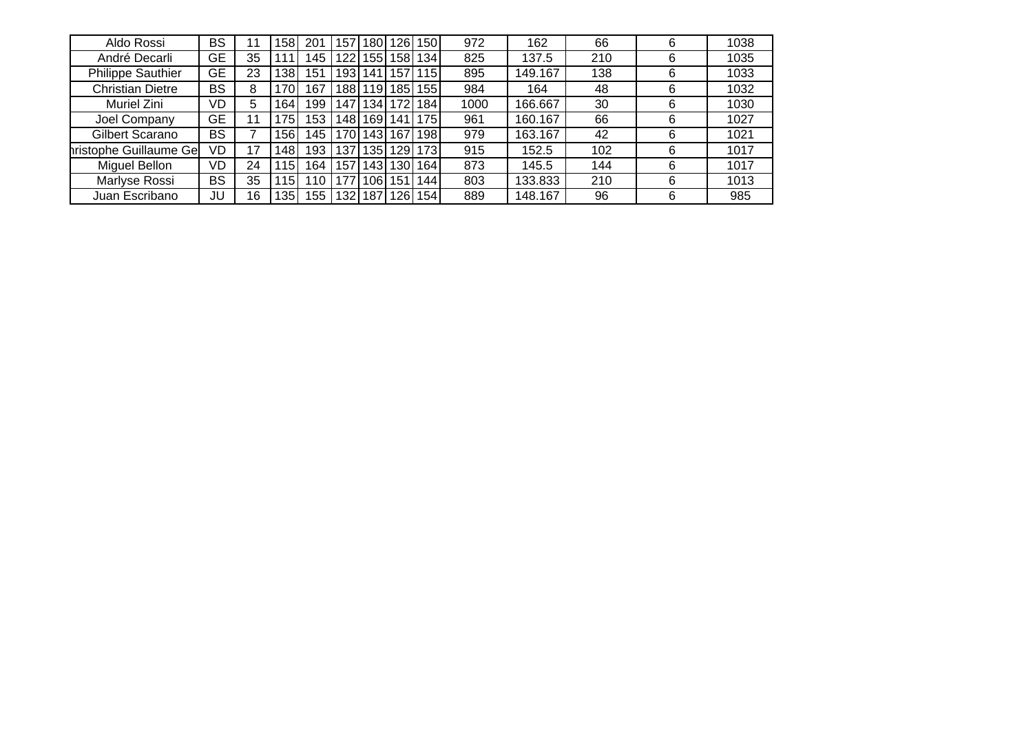| | | | | | | | | | | | | | |
|---|---|---|---|---|---|---|---|---|---|---|---|---|---|
| Aldo Rossi | BS | 11 | 158 | 201 | 157 | 180 | 126 | 150 | 972 | 162 | 66 | 6 | 1038 |
| André Decarli | GE | 35 | 111 | 145 | 122 | 155 | 158 | 134 | 825 | 137.5 | 210 | 6 | 1035 |
| Philippe Sauthier | GE | 23 | 138 | 151 | 193 | 141 | 157 | 115 | 895 | 149.167 | 138 | 6 | 1033 |
| Christian Dietre | BS | 8 | 170 | 167 | 188 | 119 | 185 | 155 | 984 | 164 | 48 | 6 | 1032 |
| Muriel Zini | VD | 5 | 164 | 199 | 147 | 134 | 172 | 184 | 1000 | 166.667 | 30 | 6 | 1030 |
| Joel Company | GE | 11 | 175 | 153 | 148 | 169 | 141 | 175 | 961 | 160.167 | 66 | 6 | 1027 |
| Gilbert Scarano | BS | 7 | 156 | 145 | 170 | 143 | 167 | 198 | 979 | 163.167 | 42 | 6 | 1021 |
| hristophe Guillaume Ge | VD | 17 | 148 | 193 | 137 | 135 | 129 | 173 | 915 | 152.5 | 102 | 6 | 1017 |
| Miguel Bellon | VD | 24 | 115 | 164 | 157 | 143 | 130 | 164 | 873 | 145.5 | 144 | 6 | 1017 |
| Marlyse Rossi | BS | 35 | 115 | 110 | 177 | 106 | 151 | 144 | 803 | 133.833 | 210 | 6 | 1013 |
| Juan Escribano | JU | 16 | 135 | 155 | 132 | 187 | 126 | 154 | 889 | 148.167 | 96 | 6 | 985 |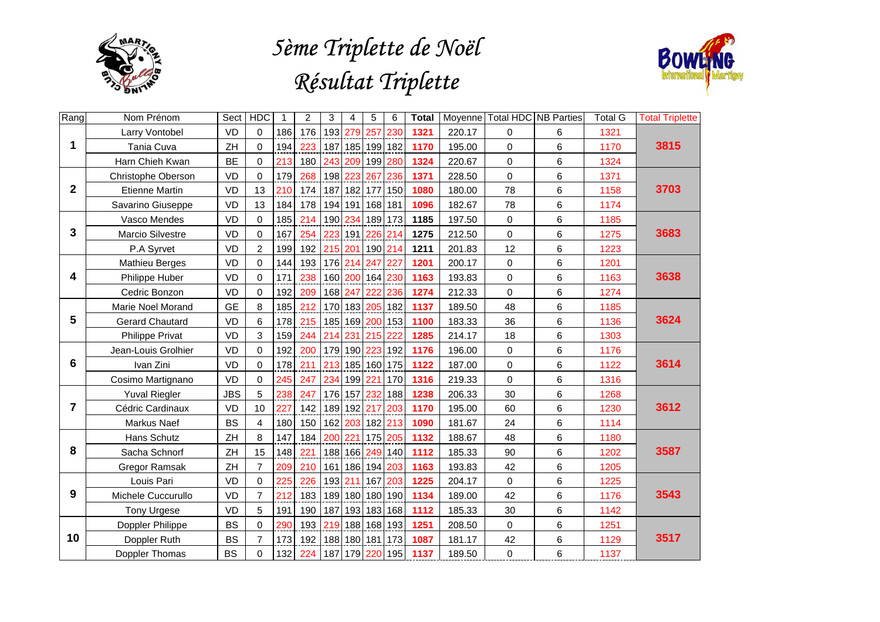# 5ème Triplette de Noël

## Résultat Triplette

| Rang | Nom Prénom | Sect | HDC | 1 | 2 | 3 | 4 | 5 | 6 | Total | Moyenne | Total HDC | NB Parties | Total G | Total Triplette |
|---|---|---|---|---|---|---|---|---|---|---|---|---|---|---|---|
| 1 | Larry Vontobel | VD | 0 | 186 | 176 | 193 | 279 | 257 | 230 | 1321 | 220.17 | 0 | 6 | 1321 | 3815 |
| | Tania Cuva | ZH | 0 | 194 | 223 | 187 | 185 | 199 | 182 | 1170 | 195.00 | 0 | 6 | 1170 | |
| | Harn Chieh Kwan | BE | 0 | 213 | 180 | 243 | 209 | 199 | 280 | 1324 | 220.67 | 0 | 6 | 1324 | |
| 2 | Christophe Oberson | VD | 0 | 179 | 268 | 198 | 223 | 267 | 236 | 1371 | 228.50 | 0 | 6 | 1371 | 3703 |
| | Etienne Martin | VD | 13 | 210 | 174 | 187 | 182 | 177 | 150 | 1080 | 180.00 | 78 | 6 | 1158 | |
| | Savarino Giuseppe | VD | 13 | 184 | 178 | 194 | 191 | 168 | 181 | 1096 | 182.67 | 78 | 6 | 1174 | |
| 3 | Vasco Mendes | VD | 0 | 185 | 214 | 190 | 234 | 189 | 173 | 1185 | 197.50 | 0 | 6 | 1185 | 3683 |
| | Marcio Silvestre | VD | 0 | 167 | 254 | 223 | 191 | 226 | 214 | 1275 | 212.50 | 0 | 6 | 1275 | |
| | P.A Syrvet | VD | 2 | 199 | 192 | 215 | 201 | 190 | 214 | 1211 | 201.83 | 12 | 6 | 1223 | |
| 4 | Mathieu Berges | VD | 0 | 144 | 193 | 176 | 214 | 247 | 227 | 1201 | 200.17 | 0 | 6 | 1201 | 3638 |
| | Philippe Huber | VD | 0 | 171 | 238 | 160 | 200 | 164 | 230 | 1163 | 193.83 | 0 | 6 | 1163 | |
| | Cedric Bonzon | VD | 0 | 192 | 209 | 168 | 247 | 222 | 236 | 1274 | 212.33 | 0 | 6 | 1274 | |
| 5 | Marie Noel Morand | GE | 8 | 185 | 212 | 170 | 183 | 205 | 182 | 1137 | 189.50 | 48 | 6 | 1185 | 3624 |
| | Gerard Chautard | VD | 6 | 178 | 215 | 185 | 169 | 200 | 153 | 1100 | 183.33 | 36 | 6 | 1136 | |
| | Philippe Privat | VD | 3 | 159 | 244 | 214 | 231 | 215 | 222 | 1285 | 214.17 | 18 | 6 | 1303 | |
| 6 | Jean-Louis Grolhier | VD | 0 | 192 | 200 | 179 | 190 | 223 | 192 | 1176 | 196.00 | 0 | 6 | 1176 | 3614 |
| | Ivan Zini | VD | 0 | 178 | 211 | 213 | 185 | 160 | 175 | 1122 | 187.00 | 0 | 6 | 1122 | |
| | Cosimo Martignano | VD | 0 | 245 | 247 | 234 | 199 | 221 | 170 | 1316 | 219.33 | 0 | 6 | 1316 | |
| 7 | Yuval Riegler | JBS | 5 | 238 | 247 | 176 | 157 | 232 | 188 | 1238 | 206.33 | 30 | 6 | 1268 | 3612 |
| | Cédric Cardinaux | VD | 10 | 227 | 142 | 189 | 192 | 217 | 203 | 1170 | 195.00 | 60 | 6 | 1230 | |
| | Markus Naef | BS | 4 | 180 | 150 | 162 | 203 | 182 | 213 | 1090 | 181.67 | 24 | 6 | 1114 | |
| 8 | Hans Schutz | ZH | 8 | 147 | 184 | 200 | 221 | 175 | 205 | 1132 | 188.67 | 48 | 6 | 1180 | 3587 |
| | Sacha Schnorf | ZH | 15 | 148 | 221 | 188 | 166 | 249 | 140 | 1112 | 185.33 | 90 | 6 | 1202 | |
| | Gregor Ramsak | ZH | 7 | 209 | 210 | 161 | 186 | 194 | 203 | 1163 | 193.83 | 42 | 6 | 1205 | |
| 9 | Louis Pari | VD | 0 | 225 | 226 | 193 | 211 | 167 | 203 | 1225 | 204.17 | 0 | 6 | 1225 | 3543 |
| | Michele Cuccurullo | VD | 7 | 212 | 183 | 189 | 180 | 180 | 190 | 1134 | 189.00 | 42 | 6 | 1176 | |
| | Tony Urgese | VD | 5 | 191 | 190 | 187 | 193 | 183 | 168 | 1112 | 185.33 | 30 | 6 | 1142 | |
| 10 | Doppler Philippe | BS | 0 | 290 | 193 | 219 | 188 | 168 | 193 | 1251 | 208.50 | 0 | 6 | 1251 | 3517 |
| | Doppler Ruth | BS | 7 | 173 | 192 | 188 | 180 | 181 | 173 | 1087 | 181.17 | 42 | 6 | 1129 | |
| | Doppler Thomas | BS | 0 | 132 | 224 | 187 | 179 | 220 | 195 | 1137 | 189.50 | 0 | 6 | 1137 | |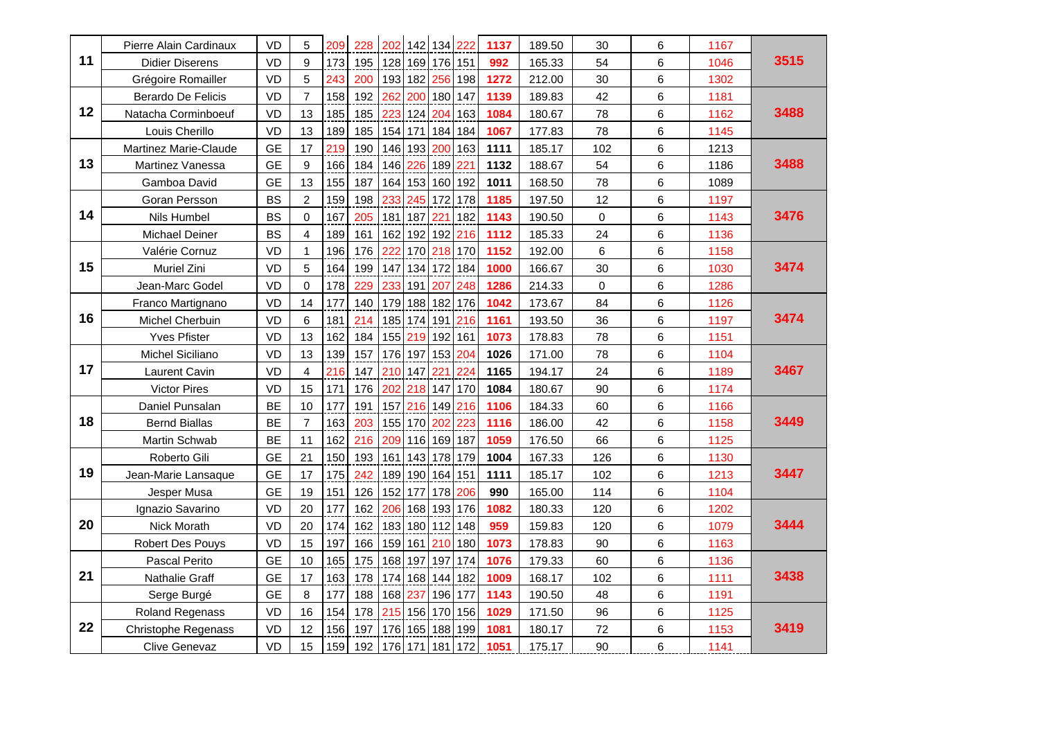| | | | | | | | | | | | | | | | |
|---|---|---|---|---|---|---|---|---|---|---|---|---|---|---|---|
| 11 | Pierre Alain Cardinaux | VD | 5 | 209 | 228 | 202 | 142 | 134 | 222 | 1137 | 189.50 | 30 | 6 | 1167 | 3515 |
| | Didier Diserens | VD | 9 | 173 | 195 | 128 | 169 | 176 | 151 | 992 | 165.33 | 54 | 6 | 1046 | |
| | Grégoire Romailler | VD | 5 | 243 | 200 | 193 | 182 | 256 | 198 | 1272 | 212.00 | 30 | 6 | 1302 | |
| 12 | Berardo De Felicis | VD | 7 | 158 | 192 | 262 | 200 | 180 | 147 | 1139 | 189.83 | 42 | 6 | 1181 | 3488 |
| | Natacha Corminboeuf | VD | 13 | 185 | 185 | 223 | 124 | 204 | 163 | 1084 | 180.67 | 78 | 6 | 1162 | |
| | Louis Cherillo | VD | 13 | 189 | 185 | 154 | 171 | 184 | 184 | 1067 | 177.83 | 78 | 6 | 1145 | |
| 13 | Martinez Marie-Claude | GE | 17 | 219 | 190 | 146 | 193 | 200 | 163 | 1111 | 185.17 | 102 | 6 | 1213 | 3488 |
| | Martinez Vanessa | GE | 9 | 166 | 184 | 146 | 226 | 189 | 221 | 1132 | 188.67 | 54 | 6 | 1186 | |
| | Gamboa David | GE | 13 | 155 | 187 | 164 | 153 | 160 | 192 | 1011 | 168.50 | 78 | 6 | 1089 | |
| 14 | Goran Persson | BS | 2 | 159 | 198 | 233 | 245 | 172 | 178 | 1185 | 197.50 | 12 | 6 | 1197 | 3476 |
| | Nils Humbel | BS | 0 | 167 | 205 | 181 | 187 | 221 | 182 | 1143 | 190.50 | 0 | 6 | 1143 | |
| | Michael Deiner | BS | 4 | 189 | 161 | 162 | 192 | 192 | 216 | 1112 | 185.33 | 24 | 6 | 1136 | |
| 15 | Valérie Cornuz | VD | 1 | 196 | 176 | 222 | 170 | 218 | 170 | 1152 | 192.00 | 6 | 6 | 1158 | 3474 |
| | Muriel Zini | VD | 5 | 164 | 199 | 147 | 134 | 172 | 184 | 1000 | 166.67 | 30 | 6 | 1030 | |
| | Jean-Marc Godel | VD | 0 | 178 | 229 | 233 | 191 | 207 | 248 | 1286 | 214.33 | 0 | 6 | 1286 | |
| 16 | Franco Martignano | VD | 14 | 177 | 140 | 179 | 188 | 182 | 176 | 1042 | 173.67 | 84 | 6 | 1126 | 3474 |
| | Michel Cherbuin | VD | 6 | 181 | 214 | 185 | 174 | 191 | 216 | 1161 | 193.50 | 36 | 6 | 1197 | |
| | Yves Pfister | VD | 13 | 162 | 184 | 155 | 219 | 192 | 161 | 1073 | 178.83 | 78 | 6 | 1151 | |
| 17 | Michel Siciliano | VD | 13 | 139 | 157 | 176 | 197 | 153 | 204 | 1026 | 171.00 | 78 | 6 | 1104 | 3467 |
| | Laurent Cavin | VD | 4 | 216 | 147 | 210 | 147 | 221 | 224 | 1165 | 194.17 | 24 | 6 | 1189 | |
| | Victor Pires | VD | 15 | 171 | 176 | 202 | 218 | 147 | 170 | 1084 | 180.67 | 90 | 6 | 1174 | |
| 18 | Daniel Punsalan | BE | 10 | 177 | 191 | 157 | 216 | 149 | 216 | 1106 | 184.33 | 60 | 6 | 1166 | 3449 |
| | Bernd Biallas | BE | 7 | 163 | 203 | 155 | 170 | 202 | 223 | 1116 | 186.00 | 42 | 6 | 1158 | |
| | Martin Schwab | BE | 11 | 162 | 216 | 209 | 116 | 169 | 187 | 1059 | 176.50 | 66 | 6 | 1125 | |
| 19 | Roberto Gili | GE | 21 | 150 | 193 | 161 | 143 | 178 | 179 | 1004 | 167.33 | 126 | 6 | 1130 | 3447 |
| | Jean-Marie Lansaque | GE | 17 | 175 | 242 | 189 | 190 | 164 | 151 | 1111 | 185.17 | 102 | 6 | 1213 | |
| | Jesper Musa | GE | 19 | 151 | 126 | 152 | 177 | 178 | 206 | 990 | 165.00 | 114 | 6 | 1104 | |
| 20 | Ignazio Savarino | VD | 20 | 177 | 162 | 206 | 168 | 193 | 176 | 1082 | 180.33 | 120 | 6 | 1202 | 3444 |
| | Nick Morath | VD | 20 | 174 | 162 | 183 | 180 | 112 | 148 | 959 | 159.83 | 120 | 6 | 1079 | |
| | Robert Des Pouys | VD | 15 | 197 | 166 | 159 | 161 | 210 | 180 | 1073 | 178.83 | 90 | 6 | 1163 | |
| 21 | Pascal Perito | GE | 10 | 165 | 175 | 168 | 197 | 197 | 174 | 1076 | 179.33 | 60 | 6 | 1136 | 3438 |
| | Nathalie Graff | GE | 17 | 163 | 178 | 174 | 168 | 144 | 182 | 1009 | 168.17 | 102 | 6 | 1111 | |
| | Serge Burgé | GE | 8 | 177 | 188 | 168 | 237 | 196 | 177 | 1143 | 190.50 | 48 | 6 | 1191 | |
| 22 | Roland Regenass | VD | 16 | 154 | 178 | 215 | 156 | 170 | 156 | 1029 | 171.50 | 96 | 6 | 1125 | 3419 |
| | Christophe Regenass | VD | 12 | 156 | 197 | 176 | 165 | 188 | 199 | 1081 | 180.17 | 72 | 6 | 1153 | |
| | Clive Genevaz | VD | 15 | 159 | 192 | 176 | 171 | 181 | 172 | 1051 | 175.17 | 90 | 6 | 1141 | |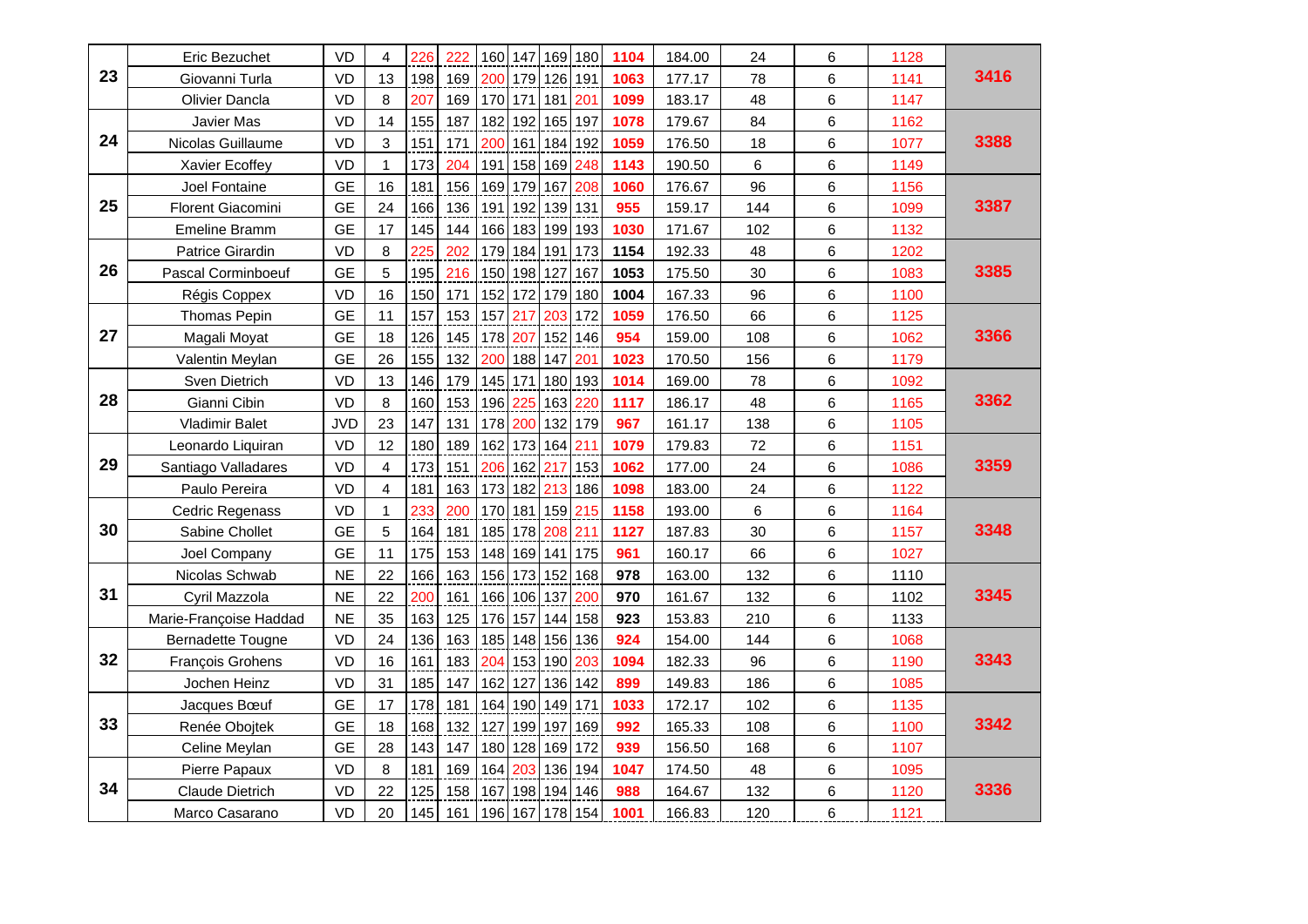| Rank | Name | Canton | Hdcp | G1 | G2 | G3 | G4 | G5 | G6 | Total | Avg | Hdcp Total | Games | Total + Hdcp | Team Total |
|---|---|---|---|---|---|---|---|---|---|---|---|---|---|---|---|
| 23 | Eric Bezuchet | VD | 4 | 226 | 222 | 160 | 147 | 169 | 180 | 1104 | 184.00 | 24 | 6 | 1128 | 3416 |
| | Giovanni Turla | VD | 13 | 198 | 169 | 200 | 179 | 126 | 191 | 1063 | 177.17 | 78 | 6 | 1141 | |
| | Olivier Dancla | VD | 8 | 207 | 169 | 170 | 171 | 181 | 201 | 1099 | 183.17 | 48 | 6 | 1147 | |
| 24 | Javier Mas | VD | 14 | 155 | 187 | 182 | 192 | 165 | 197 | 1078 | 179.67 | 84 | 6 | 1162 | 3388 |
| | Nicolas Guillaume | VD | 3 | 151 | 171 | 200 | 161 | 184 | 192 | 1059 | 176.50 | 18 | 6 | 1077 | |
| | Xavier Ecoffey | VD | 1 | 173 | 204 | 191 | 158 | 169 | 248 | 1143 | 190.50 | 6 | 6 | 1149 | |
| 25 | Joel Fontaine | GE | 16 | 181 | 156 | 169 | 179 | 167 | 208 | 1060 | 176.67 | 96 | 6 | 1156 | 3387 |
| | Florent Giacomini | GE | 24 | 166 | 136 | 191 | 192 | 139 | 131 | 955 | 159.17 | 144 | 6 | 1099 | |
| | Emeline Bramm | GE | 17 | 145 | 144 | 166 | 183 | 199 | 193 | 1030 | 171.67 | 102 | 6 | 1132 | |
| 26 | Patrice Girardin | VD | 8 | 225 | 202 | 179 | 184 | 191 | 173 | 1154 | 192.33 | 48 | 6 | 1202 | 3385 |
| | Pascal Corminboeuf | GE | 5 | 195 | 216 | 150 | 198 | 127 | 167 | 1053 | 175.50 | 30 | 6 | 1083 | |
| | Régis Coppex | VD | 16 | 150 | 171 | 152 | 172 | 179 | 180 | 1004 | 167.33 | 96 | 6 | 1100 | |
| 27 | Thomas Pepin | GE | 11 | 157 | 153 | 157 | 217 | 203 | 172 | 1059 | 176.50 | 66 | 6 | 1125 | 3366 |
| | Magali Moyat | GE | 18 | 126 | 145 | 178 | 207 | 152 | 146 | 954 | 159.00 | 108 | 6 | 1062 | |
| | Valentin Meylan | GE | 26 | 155 | 132 | 200 | 188 | 147 | 201 | 1023 | 170.50 | 156 | 6 | 1179 | |
| 28 | Sven Dietrich | VD | 13 | 146 | 179 | 145 | 171 | 180 | 193 | 1014 | 169.00 | 78 | 6 | 1092 | 3362 |
| | Gianni Cibin | VD | 8 | 160 | 153 | 196 | 225 | 163 | 220 | 1117 | 186.17 | 48 | 6 | 1165 | |
| | Vladimir Balet | JVD | 23 | 147 | 131 | 178 | 200 | 132 | 179 | 967 | 161.17 | 138 | 6 | 1105 | |
| 29 | Leonardo Liquiran | VD | 12 | 180 | 189 | 162 | 173 | 164 | 211 | 1079 | 179.83 | 72 | 6 | 1151 | 3359 |
| | Santiago Valladares | VD | 4 | 173 | 151 | 206 | 162 | 217 | 153 | 1062 | 177.00 | 24 | 6 | 1086 | |
| | Paulo Pereira | VD | 4 | 181 | 163 | 173 | 182 | 213 | 186 | 1098 | 183.00 | 24 | 6 | 1122 | |
| 30 | Cedric Regenass | VD | 1 | 233 | 200 | 170 | 181 | 159 | 215 | 1158 | 193.00 | 6 | 6 | 1164 | 3348 |
| | Sabine Chollet | GE | 5 | 164 | 181 | 185 | 178 | 208 | 211 | 1127 | 187.83 | 30 | 6 | 1157 | |
| | Joel Company | GE | 11 | 175 | 153 | 148 | 169 | 141 | 175 | 961 | 160.17 | 66 | 6 | 1027 | |
| 31 | Nicolas Schwab | NE | 22 | 166 | 163 | 156 | 173 | 152 | 168 | 978 | 163.00 | 132 | 6 | 1110 | 3345 |
| | Cyril Mazzola | NE | 22 | 200 | 161 | 166 | 106 | 137 | 200 | 970 | 161.67 | 132 | 6 | 1102 | |
| | Marie-Françoise Haddad | NE | 35 | 163 | 125 | 176 | 157 | 144 | 158 | 923 | 153.83 | 210 | 6 | 1133 | |
| 32 | Bernadette Tougne | VD | 24 | 136 | 163 | 185 | 148 | 156 | 136 | 924 | 154.00 | 144 | 6 | 1068 | 3343 |
| | François Grohens | VD | 16 | 161 | 183 | 204 | 153 | 190 | 203 | 1094 | 182.33 | 96 | 6 | 1190 | |
| | Jochen Heinz | VD | 31 | 185 | 147 | 162 | 127 | 136 | 142 | 899 | 149.83 | 186 | 6 | 1085 | |
| 33 | Jacques Bœuf | GE | 17 | 178 | 181 | 164 | 190 | 149 | 171 | 1033 | 172.17 | 102 | 6 | 1135 | 3342 |
| | Renée Obojtek | GE | 18 | 168 | 132 | 127 | 199 | 197 | 169 | 992 | 165.33 | 108 | 6 | 1100 | |
| | Celine Meylan | GE | 28 | 143 | 147 | 180 | 128 | 169 | 172 | 939 | 156.50 | 168 | 6 | 1107 | |
| 34 | Pierre Papaux | VD | 8 | 181 | 169 | 164 | 203 | 136 | 194 | 1047 | 174.50 | 48 | 6 | 1095 | 3336 |
| | Claude Dietrich | VD | 22 | 125 | 158 | 167 | 198 | 194 | 146 | 988 | 164.67 | 132 | 6 | 1120 | |
| | Marco Casarano | VD | 20 | 145 | 161 | 196 | 167 | 178 | 154 | 1001 | 166.83 | 120 | 6 | 1121 | |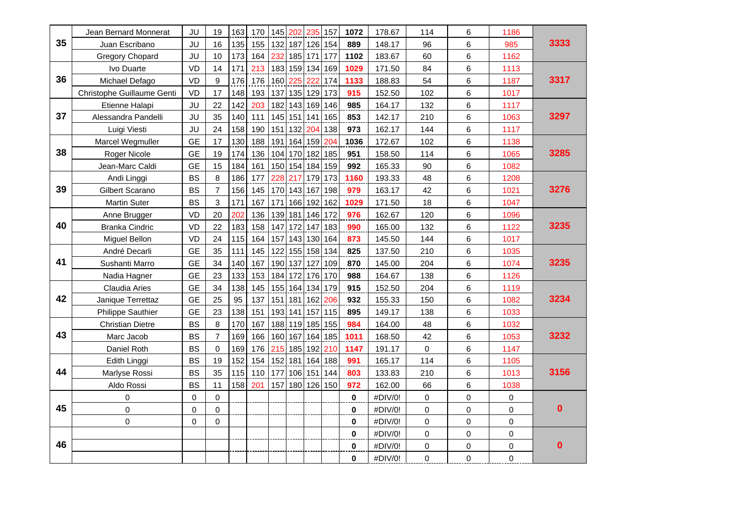| | | | | | | | | | | | | | | | |
|---|---|---|---|---|---|---|---|---|---|---|---|---|---|---|---|
| 35 | Jean Bernard Monnerat | JU | 19 | 163 | 170 | 145 | 202 | 235 | 157 | 1072 | 178.67 | 114 | 6 | 1186 | 3333 |
| | Juan Escribano | JU | 16 | 135 | 155 | 132 | 187 | 126 | 154 | 889 | 148.17 | 96 | 6 | 985 | |
| | Gregory Chopard | JU | 10 | 173 | 164 | 232 | 185 | 171 | 177 | 1102 | 183.67 | 60 | 6 | 1162 | |
| 36 | Ivo Duarte | VD | 14 | 171 | 213 | 183 | 159 | 134 | 169 | 1029 | 171.50 | 84 | 6 | 1113 | 3317 |
| | Michael Defago | VD | 9 | 176 | 176 | 160 | 225 | 222 | 174 | 1133 | 188.83 | 54 | 6 | 1187 | |
| | Christophe Guillaume Genti | VD | 17 | 148 | 193 | 137 | 135 | 129 | 173 | 915 | 152.50 | 102 | 6 | 1017 | |
| 37 | Etienne Halapi | JU | 22 | 142 | 203 | 182 | 143 | 169 | 146 | 985 | 164.17 | 132 | 6 | 1117 | 3297 |
| | Alessandra Pandelli | JU | 35 | 140 | 111 | 145 | 151 | 141 | 165 | 853 | 142.17 | 210 | 6 | 1063 | |
| | Luigi Viesti | JU | 24 | 158 | 190 | 151 | 132 | 204 | 138 | 973 | 162.17 | 144 | 6 | 1117 | |
| 38 | Marcel Wegmuller | GE | 17 | 130 | 188 | 191 | 164 | 159 | 204 | 1036 | 172.67 | 102 | 6 | 1138 | 3285 |
| | Roger Nicole | GE | 19 | 174 | 136 | 104 | 170 | 182 | 185 | 951 | 158.50 | 114 | 6 | 1065 | |
| | Jean-Marc Caldi | GE | 15 | 184 | 161 | 150 | 154 | 184 | 159 | 992 | 165.33 | 90 | 6 | 1082 | |
| 39 | Andi Linggi | BS | 8 | 186 | 177 | 228 | 217 | 179 | 173 | 1160 | 193.33 | 48 | 6 | 1208 | 3276 |
| | Gilbert Scarano | BS | 7 | 156 | 145 | 170 | 143 | 167 | 198 | 979 | 163.17 | 42 | 6 | 1021 | |
| | Martin Suter | BS | 3 | 171 | 167 | 171 | 166 | 192 | 162 | 1029 | 171.50 | 18 | 6 | 1047 | |
| 40 | Anne Brugger | VD | 20 | 202 | 136 | 139 | 181 | 146 | 172 | 976 | 162.67 | 120 | 6 | 1096 | 3235 |
| | Branka Cindric | VD | 22 | 183 | 158 | 147 | 172 | 147 | 183 | 990 | 165.00 | 132 | 6 | 1122 | |
| | Miguel Bellon | VD | 24 | 115 | 164 | 157 | 143 | 130 | 164 | 873 | 145.50 | 144 | 6 | 1017 | |
| 41 | André Decarli | GE | 35 | 111 | 145 | 122 | 155 | 158 | 134 | 825 | 137.50 | 210 | 6 | 1035 | 3235 |
| | Sushanti Marro | GE | 34 | 140 | 167 | 190 | 137 | 127 | 109 | 870 | 145.00 | 204 | 6 | 1074 | |
| | Nadia Hagner | GE | 23 | 133 | 153 | 184 | 172 | 176 | 170 | 988 | 164.67 | 138 | 6 | 1126 | |
| 42 | Claudia Aries | GE | 34 | 138 | 145 | 155 | 164 | 134 | 179 | 915 | 152.50 | 204 | 6 | 1119 | 3234 |
| | Janique Terrettaz | GE | 25 | 95 | 137 | 151 | 181 | 162 | 206 | 932 | 155.33 | 150 | 6 | 1082 | |
| | Philippe Sauthier | GE | 23 | 138 | 151 | 193 | 141 | 157 | 115 | 895 | 149.17 | 138 | 6 | 1033 | |
| 43 | Christian Dietre | BS | 8 | 170 | 167 | 188 | 119 | 185 | 155 | 984 | 164.00 | 48 | 6 | 1032 | 3232 |
| | Marc Jacob | BS | 7 | 169 | 166 | 160 | 167 | 164 | 185 | 1011 | 168.50 | 42 | 6 | 1053 | |
| | Daniel Roth | BS | 0 | 169 | 176 | 215 | 185 | 192 | 210 | 1147 | 191.17 | 0 | 6 | 1147 | |
| 44 | Edith Linggi | BS | 19 | 152 | 154 | 152 | 181 | 164 | 188 | 991 | 165.17 | 114 | 6 | 1105 | 3156 |
| | Marlyse Rossi | BS | 35 | 115 | 110 | 177 | 106 | 151 | 144 | 803 | 133.83 | 210 | 6 | 1013 | |
| | Aldo Rossi | BS | 11 | 158 | 201 | 157 | 180 | 126 | 150 | 972 | 162.00 | 66 | 6 | 1038 | |
| 45 | 0 | 0 | 0 | | | | | | | 0 | #DIV/0! | 0 | 0 | 0 | 0 |
| | 0 | 0 | 0 | | | | | | | 0 | #DIV/0! | 0 | 0 | 0 | |
| | 0 | 0 | 0 | | | | | | | 0 | #DIV/0! | 0 | 0 | 0 | |
| 46 | | | | | | | | | | 0 | #DIV/0! | 0 | 0 | 0 | 0 |
| | | | | | | | | | | 0 | #DIV/0! | 0 | 0 | 0 | |
| | | | | | | | | | | 0 | #DIV/0! | 0 | 0 | 0 | |